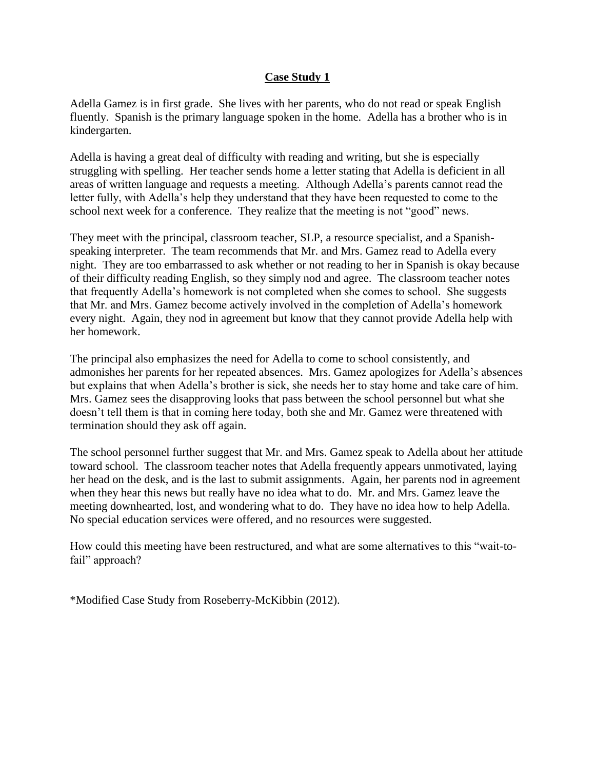# Case Study 1

Adella Gamez is in first grade. She lives with her parents, who do not read or speak English fluently. Spanish is the primary language spoken in the home. Adella has a brother who is in kindergarten.

Adella is having a great deal of difficulty with reading and writing, but she is especially struggling with spelling. Her teacher sends home a letter stating that Adella is deficient in all areas of written language and requests a meeting. Although Adella's parents cannot read the letter fully, with Adella's help they understand that they have been requested to come to the school next week for a conference. They realize that the meeting is not "good" news.

They meet with the principal, classroom teacher, SLP, a resource specialist, and a Spanish-speaking interpreter. The team recommends that Mr. and Mrs. Gamez read to Adella every night. They are too embarrassed to ask whether or not reading to her in Spanish is okay because of their difficulty reading English, so they simply nod and agree. The classroom teacher notes that frequently Adella's homework is not completed when she comes to school. She suggests that Mr. and Mrs. Gamez become actively involved in the completion of Adella's homework every night. Again, they nod in agreement but know that they cannot provide Adella help with her homework.

The principal also emphasizes the need for Adella to come to school consistently, and admonishes her parents for her repeated absences. Mrs. Gamez apologizes for Adella's absences but explains that when Adella's brother is sick, she needs her to stay home and take care of him. Mrs. Gamez sees the disapproving looks that pass between the school personnel but what she doesn't tell them is that in coming here today, both she and Mr. Gamez were threatened with termination should they ask off again.

The school personnel further suggest that Mr. and Mrs. Gamez speak to Adella about her attitude toward school. The classroom teacher notes that Adella frequently appears unmotivated, laying her head on the desk, and is the last to submit assignments. Again, her parents nod in agreement when they hear this news but really have no idea what to do. Mr. and Mrs. Gamez leave the meeting downhearted, lost, and wondering what to do. They have no idea how to help Adella. No special education services were offered, and no resources were suggested.

How could this meeting have been restructured, and what are some alternatives to this "wait-to-fail" approach?

*Modified Case Study from Roseberry-McKibbin (2012).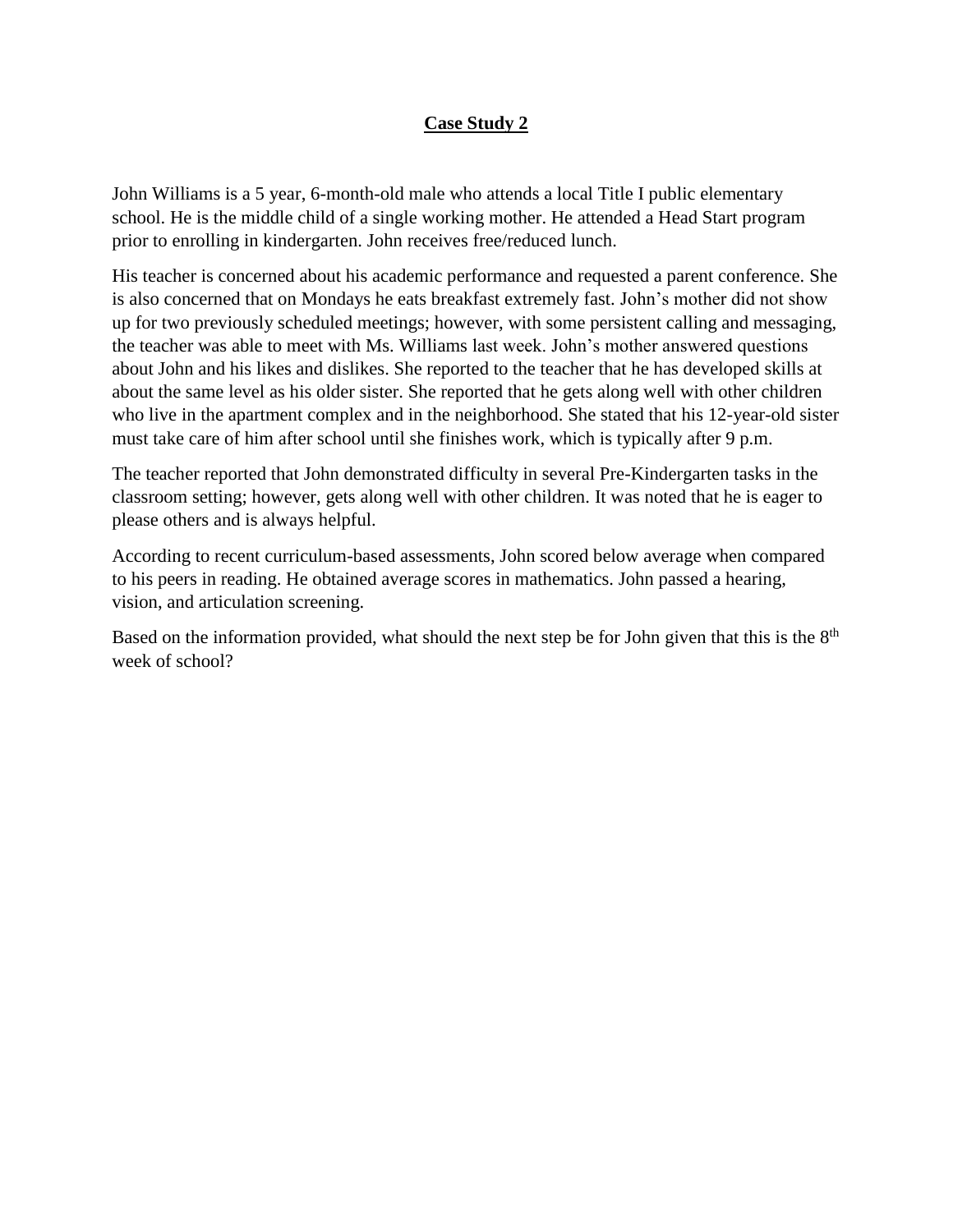## Case Study 2

John Williams is a 5 year, 6-month-old male who attends a local Title I public elementary school. He is the middle child of a single working mother. He attended a Head Start program prior to enrolling in kindergarten. John receives free/reduced lunch.

His teacher is concerned about his academic performance and requested a parent conference. She is also concerned that on Mondays he eats breakfast extremely fast. John's mother did not show up for two previously scheduled meetings; however, with some persistent calling and messaging, the teacher was able to meet with Ms. Williams last week. John's mother answered questions about John and his likes and dislikes. She reported to the teacher that he has developed skills at about the same level as his older sister. She reported that he gets along well with other children who live in the apartment complex and in the neighborhood. She stated that his 12-year-old sister must take care of him after school until she finishes work, which is typically after 9 p.m.

The teacher reported that John demonstrated difficulty in several Pre-Kindergarten tasks in the classroom setting; however, gets along well with other children. It was noted that he is eager to please others and is always helpful.

According to recent curriculum-based assessments, John scored below average when compared to his peers in reading. He obtained average scores in mathematics. John passed a hearing, vision, and articulation screening.

Based on the information provided, what should the next step be for John given that this is the 8th week of school?